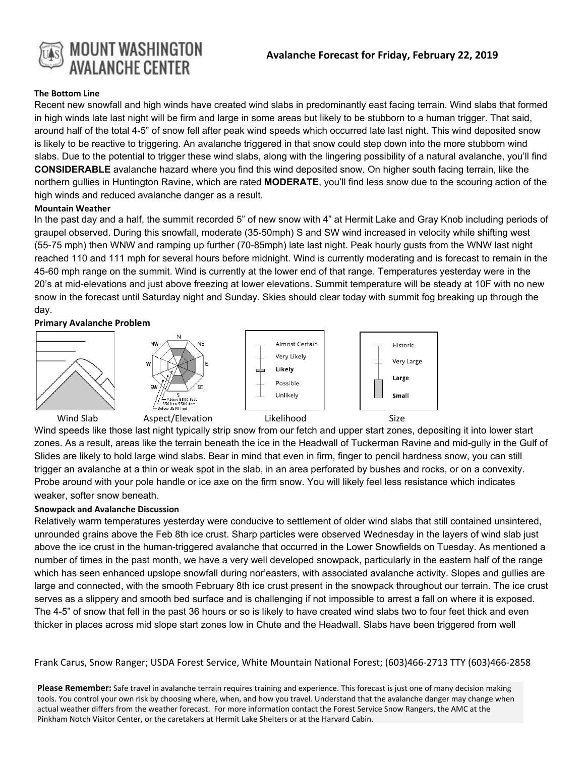# Avalanche Forecast for Friday, February 22, 2019

MOUNT WASHINGTON AVALANCHE CENTER

### The Bottom Line

Recent new snowfall and high winds have created wind slabs in predominantly east facing terrain. Wind slabs that formed in high winds late last night will be firm and large in some areas but likely to be stubborn to a human trigger. That said, around half of the total 4-5" of snow fell after peak wind speeds which occurred late last night. This wind deposited snow is likely to be reactive to triggering. An avalanche triggered in that snow could step down into the more stubborn wind slabs. Due to the potential to trigger these wind slabs, along with the lingering possibility of a natural avalanche, you'll find **CONSIDERABLE** avalanche hazard where you find this wind deposited snow. On higher south facing terrain, like the northern gullies in Huntington Ravine, which are rated **MODERATE**, you'll find less snow due to the scouring action of the high winds and reduced avalanche danger as a result.

### Mountain Weather

In the past day and a half, the summit recorded 5" of new snow with 4" at Hermit Lake and Gray Knob including periods of graupel observed. During this snowfall, moderate (35-50mph) S and SW wind increased in velocity while shifting west (55-75 mph) then WNW and ramping up further (70-85mph) late last night. Peak hourly gusts from the WNW last night reached 110 and 111 mph for several hours before midnight. Wind is currently moderating and is forecast to remain in the 45-60 mph range on the summit. Wind is currently at the lower end of that range. Temperatures yesterday were in the 20's at mid-elevations and just above freezing at lower elevations. Summit temperature will be steady at 10F with no new snow in the forecast until Saturday night and Sunday. Skies should clear today with summit fog breaking up through the day.

### Primary Avalanche Problem

| Wind Slab | Aspect/Elevation | Likelihood | Size |
|---|---|---|---|
| Wind Slab | N, NE, E, SE, S, SW, W, NW; Above 5500 feet, 3500 to 5500 feet, Below 3500 feet | Almost Certain / Very Likely / **Likely** / Possible / Unlikely | Historic / Very Large / **Large** / **Small** |

Wind speeds like those last night typically strip snow from our fetch and upper start zones, depositing it into lower start zones. As a result, areas like the terrain beneath the ice in the Headwall of Tuckerman Ravine and mid-gully in the Gulf of Slides are likely to hold large wind slabs. Bear in mind that even in firm, finger to pencil hardness snow, you can still trigger an avalanche at a thin or weak spot in the slab, in an area perforated by bushes and rocks, or on a convexity. Probe around with your pole handle or ice axe on the firm snow. You will likely feel less resistance which indicates weaker, softer snow beneath.

### Snowpack and Avalanche Discussion

Relatively warm temperatures yesterday were conducive to settlement of older wind slabs that still contained unsintered, unrounded grains above the Feb 8th ice crust. Sharp particles were observed Wednesday in the layers of wind slab just above the ice crust in the human-triggered avalanche that occurred in the Lower Snowfields on Tuesday. As mentioned a number of times in the past month, we have a very well developed snowpack, particularly in the eastern half of the range which has seen enhanced upslope snowfall during nor'easters, with associated avalanche activity. Slopes and gullies are large and connected, with the smooth February 8th ice crust present in the snowpack throughout our terrain. The ice crust serves as a slippery and smooth bed surface and is challenging if not impossible to arrest a fall on where it is exposed. The 4-5" of snow that fell in the past 36 hours or so is likely to have created wind slabs two to four feet thick and even thicker in places across mid slope start zones low in Chute and the Headwall. Slabs have been triggered from well

Frank Carus, Snow Ranger; USDA Forest Service, White Mountain National Forest; (603)466-2713 TTY (603)466-2858

**Please Remember:** Safe travel in avalanche terrain requires training and experience. This forecast is just one of many decision making tools. You control your own risk by choosing where, when, and how you travel. Understand that the avalanche danger may change when actual weather differs from the weather forecast. For more information contact the Forest Service Snow Rangers, the AMC at the Pinkham Notch Visitor Center, or the caretakers at Hermit Lake Shelters or at the Harvard Cabin.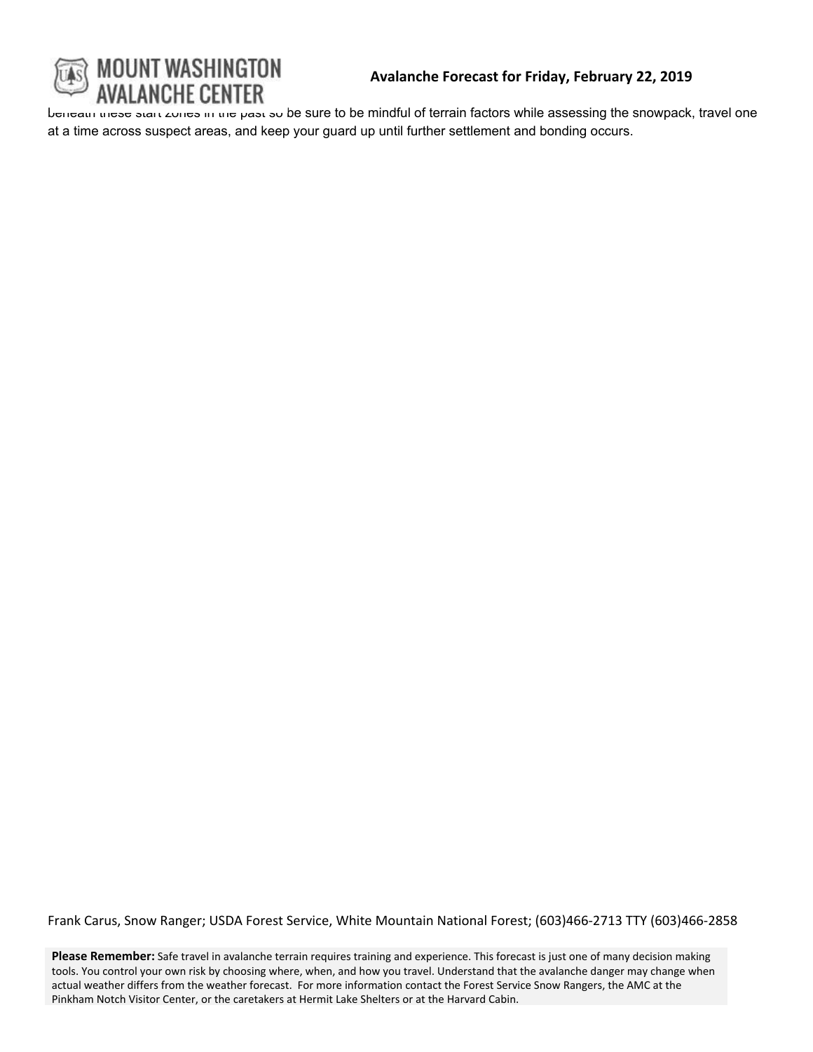beneath these start zones in the past so be sure to be mindful of terrain factors while assessing the snowpack, travel one at a time across suspect areas, and keep your guard up until further settlement and bonding occurs.

Frank Carus, Snow Ranger; USDA Forest Service, White Mountain National Forest; (603)466-2713 TTY (603)466-2858

**Please Remember:** Safe travel in avalanche terrain requires training and experience. This forecast is just one of many decision making tools. You control your own risk by choosing where, when, and how you travel. Understand that the avalanche danger may change when actual weather differs from the weather forecast. For more information contact the Forest Service Snow Rangers, the AMC at the Pinkham Notch Visitor Center, or the caretakers at Hermit Lake Shelters or at the Harvard Cabin.